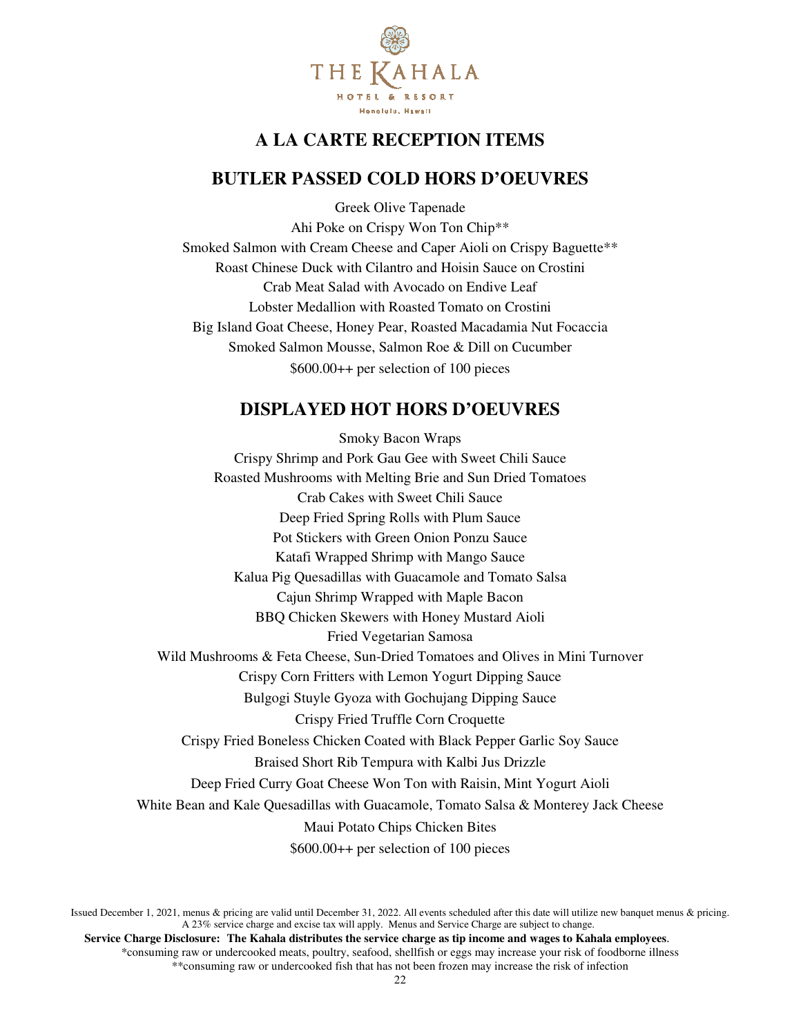THE KAHALA
HOTEL & RESORT
Honolulu, Hawaii

# A LA CARTE RECEPTION ITEMS

## BUTLER PASSED COLD HORS D'OEUVRES

Greek Olive Tapenade
Ahi Poke on Crispy Won Ton Chip**
Smoked Salmon with Cream Cheese and Caper Aioli on Crispy Baguette**
Roast Chinese Duck with Cilantro and Hoisin Sauce on Crostini
Crab Meat Salad with Avocado on Endive Leaf
Lobster Medallion with Roasted Tomato on Crostini
Big Island Goat Cheese, Honey Pear, Roasted Macadamia Nut Focaccia
Smoked Salmon Mousse, Salmon Roe & Dill on Cucumber
$600.00++ per selection of 100 pieces

## DISPLAYED HOT HORS D'OEUVRES

Smoky Bacon Wraps
Crispy Shrimp and Pork Gau Gee with Sweet Chili Sauce
Roasted Mushrooms with Melting Brie and Sun Dried Tomatoes
Crab Cakes with Sweet Chili Sauce
Deep Fried Spring Rolls with Plum Sauce
Pot Stickers with Green Onion Ponzu Sauce
Katafi Wrapped Shrimp with Mango Sauce
Kalua Pig Quesadillas with Guacamole and Tomato Salsa
Cajun Shrimp Wrapped with Maple Bacon
BBQ Chicken Skewers with Honey Mustard Aioli
Fried Vegetarian Samosa
Wild Mushrooms & Feta Cheese, Sun-Dried Tomatoes and Olives in Mini Turnover
Crispy Corn Fritters with Lemon Yogurt Dipping Sauce
Bulgogi Stuyle Gyoza with Gochujang Dipping Sauce
Crispy Fried Truffle Corn Croquette
Crispy Fried Boneless Chicken Coated with Black Pepper Garlic Soy Sauce
Braised Short Rib Tempura with Kalbi Jus Drizzle
Deep Fried Curry Goat Cheese Won Ton with Raisin, Mint Yogurt Aioli
White Bean and Kale Quesadillas with Guacamole, Tomato Salsa & Monterey Jack Cheese
Maui Potato Chips Chicken Bites
$600.00++ per selection of 100 pieces

Issued December 1, 2021, menus & pricing are valid until December 31, 2022. All events scheduled after this date will utilize new banquet menus & pricing.
A 23% service charge and excise tax will apply. Menus and Service Charge are subject to change.

**Service Charge Disclosure: The Kahala distributes the service charge as tip income and wages to Kahala employees**.

*consuming raw or undercooked meats, poultry, seafood, shellfish or eggs may increase your risk of foodborne illness

**consuming raw or undercooked fish that has not been frozen may increase the risk of infection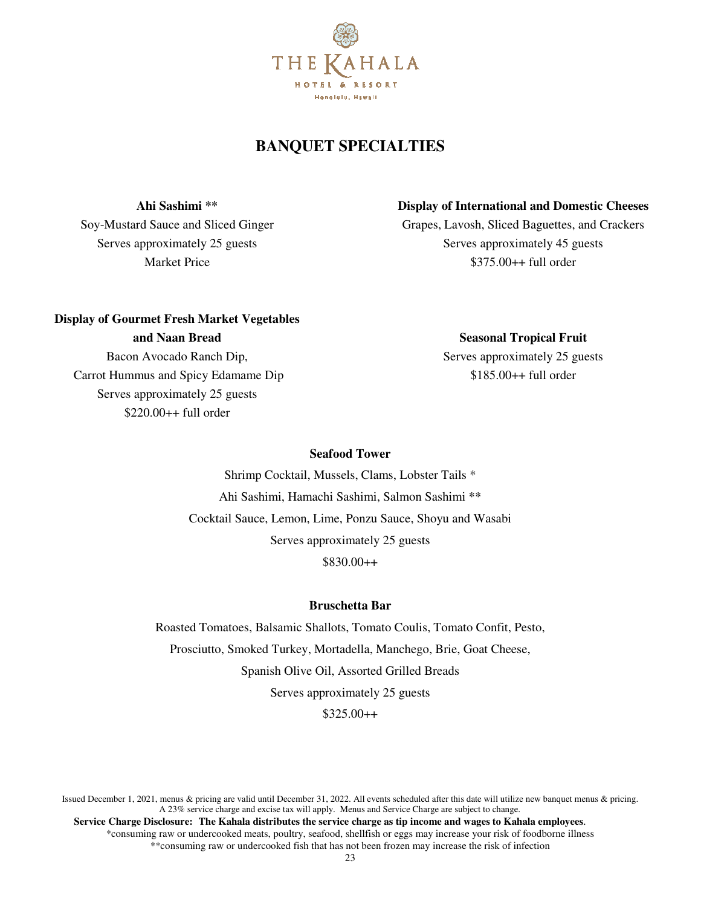# BANQUET SPECIALTIES

**Ahi Sashimi ****

Soy-Mustard Sauce and Sliced Ginger

Serves approximately 25 guests

Market Price

**Display of International and Domestic Cheeses**

Grapes, Lavosh, Sliced Baguettes, and Crackers

Serves approximately 45 guests

$375.00++ full order

**Display of Gourmet Fresh Market Vegetables and Naan Bread**

Bacon Avocado Ranch Dip,

Carrot Hummus and Spicy Edamame Dip

Serves approximately 25 guests

$220.00++ full order

**Seasonal Tropical Fruit**

Serves approximately 25 guests

$185.00++ full order

**Seafood Tower**

Shrimp Cocktail, Mussels, Clams, Lobster Tails *

Ahi Sashimi, Hamachi Sashimi, Salmon Sashimi **

Cocktail Sauce, Lemon, Lime, Ponzu Sauce, Shoyu and Wasabi

Serves approximately 25 guests

$830.00++

**Bruschetta Bar**

Roasted Tomatoes, Balsamic Shallots, Tomato Coulis, Tomato Confit, Pesto,

Prosciutto, Smoked Turkey, Mortadella, Manchego, Brie, Goat Cheese,

Spanish Olive Oil, Assorted Grilled Breads

Serves approximately 25 guests

$325.00++

Issued December 1, 2021, menus & pricing are valid until December 31, 2022. All events scheduled after this date will utilize new banquet menus & pricing. A 23% service charge and excise tax will apply. Menus and Service Charge are subject to change.

**Service Charge Disclosure: The Kahala distributes the service charge as tip income and wages to Kahala employees**.

*consuming raw or undercooked meats, poultry, seafood, shellfish or eggs may increase your risk of foodborne illness

**consuming raw or undercooked fish that has not been frozen may increase the risk of infection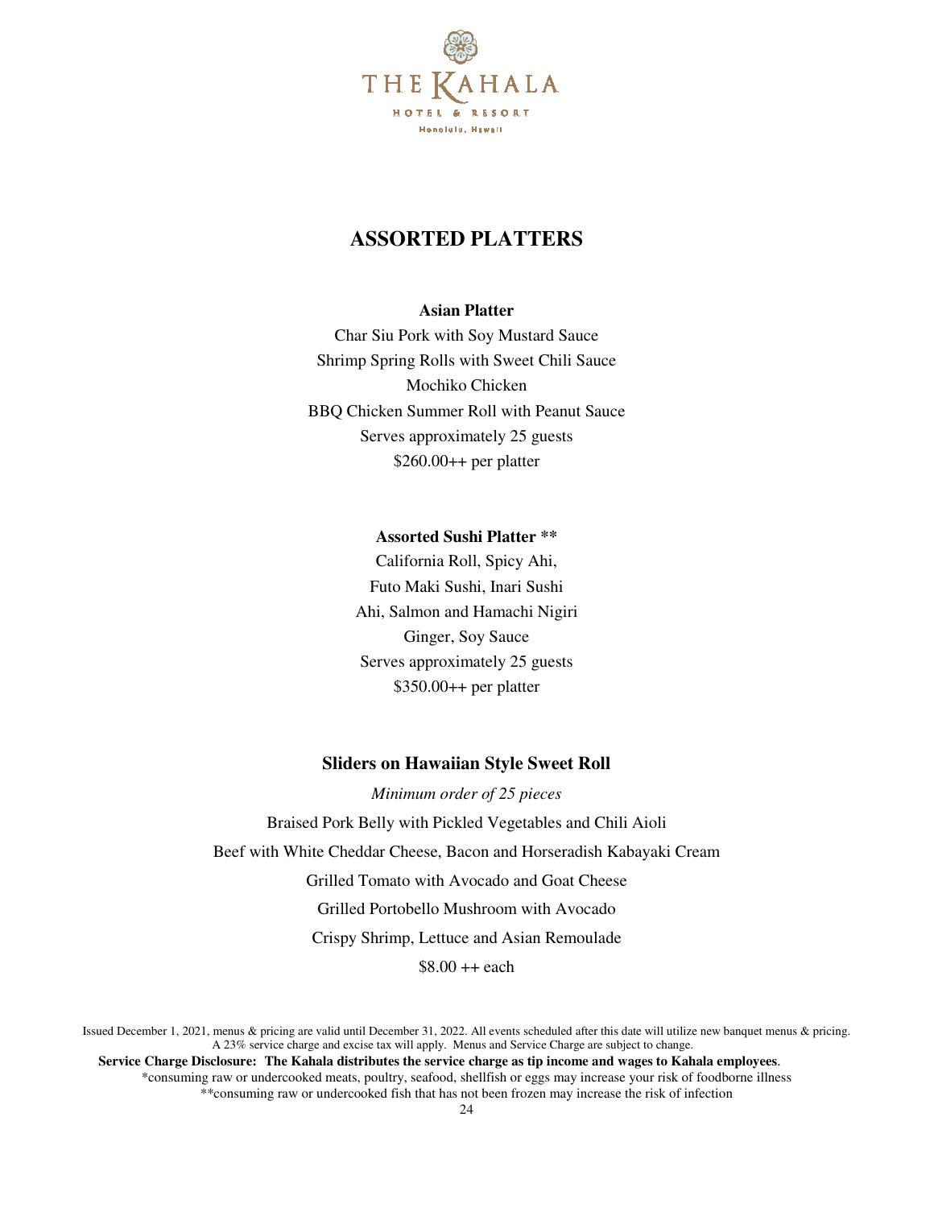THE KAHALA

HOTEL & RESORT

Honolulu, Hawaii

# ASSORTED PLATTERS

**Asian Platter**

Char Siu Pork with Soy Mustard Sauce
Shrimp Spring Rolls with Sweet Chili Sauce
Mochiko Chicken
BBQ Chicken Summer Roll with Peanut Sauce
Serves approximately 25 guests
$260.00++ per platter

**Assorted Sushi Platter \*\***

California Roll, Spicy Ahi,
Futo Maki Sushi, Inari Sushi
Ahi, Salmon and Hamachi Nigiri
Ginger, Soy Sauce
Serves approximately 25 guests
$350.00++ per platter

## Sliders on Hawaiian Style Sweet Roll

*Minimum order of 25 pieces*

Braised Pork Belly with Pickled Vegetables and Chili Aioli
Beef with White Cheddar Cheese, Bacon and Horseradish Kabayaki Cream
Grilled Tomato with Avocado and Goat Cheese
Grilled Portobello Mushroom with Avocado
Crispy Shrimp, Lettuce and Asian Remoulade
$8.00 ++ each

Issued December 1, 2021, menus & pricing are valid until December 31, 2022. All events scheduled after this date will utilize new banquet menus & pricing. A 23% service charge and excise tax will apply. Menus and Service Charge are subject to change.

**Service Charge Disclosure: The Kahala distributes the service charge as tip income and wages to Kahala employees**.

*consuming raw or undercooked meats, poultry, seafood, shellfish or eggs may increase your risk of foodborne illness

**consuming raw or undercooked fish that has not been frozen may increase the risk of infection